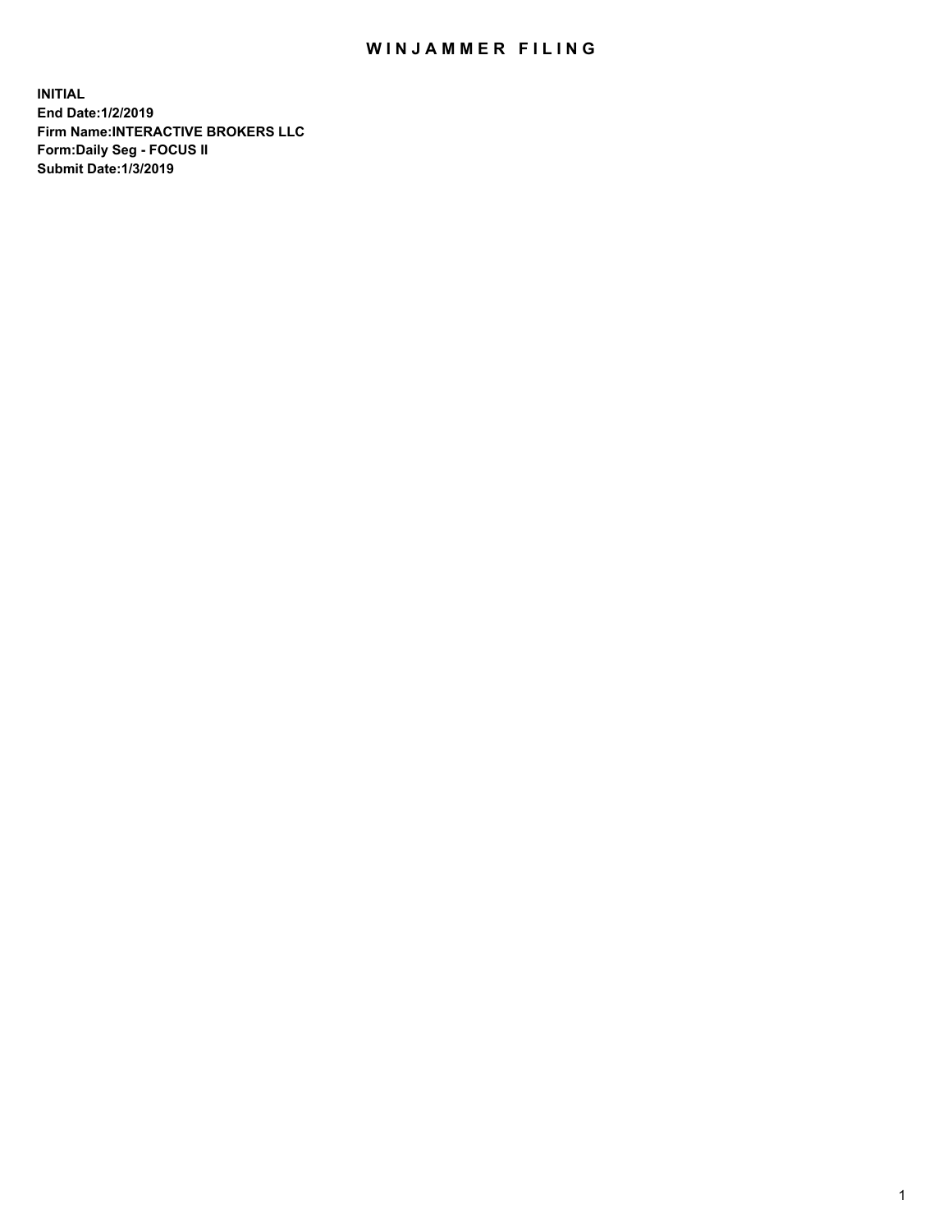# WINJAMMER FILING

**INITIAL**
**End Date:1/2/2019**
**Firm Name:INTERACTIVE BROKERS LLC**
**Form:Daily Seg - FOCUS II**
**Submit Date:1/3/2019**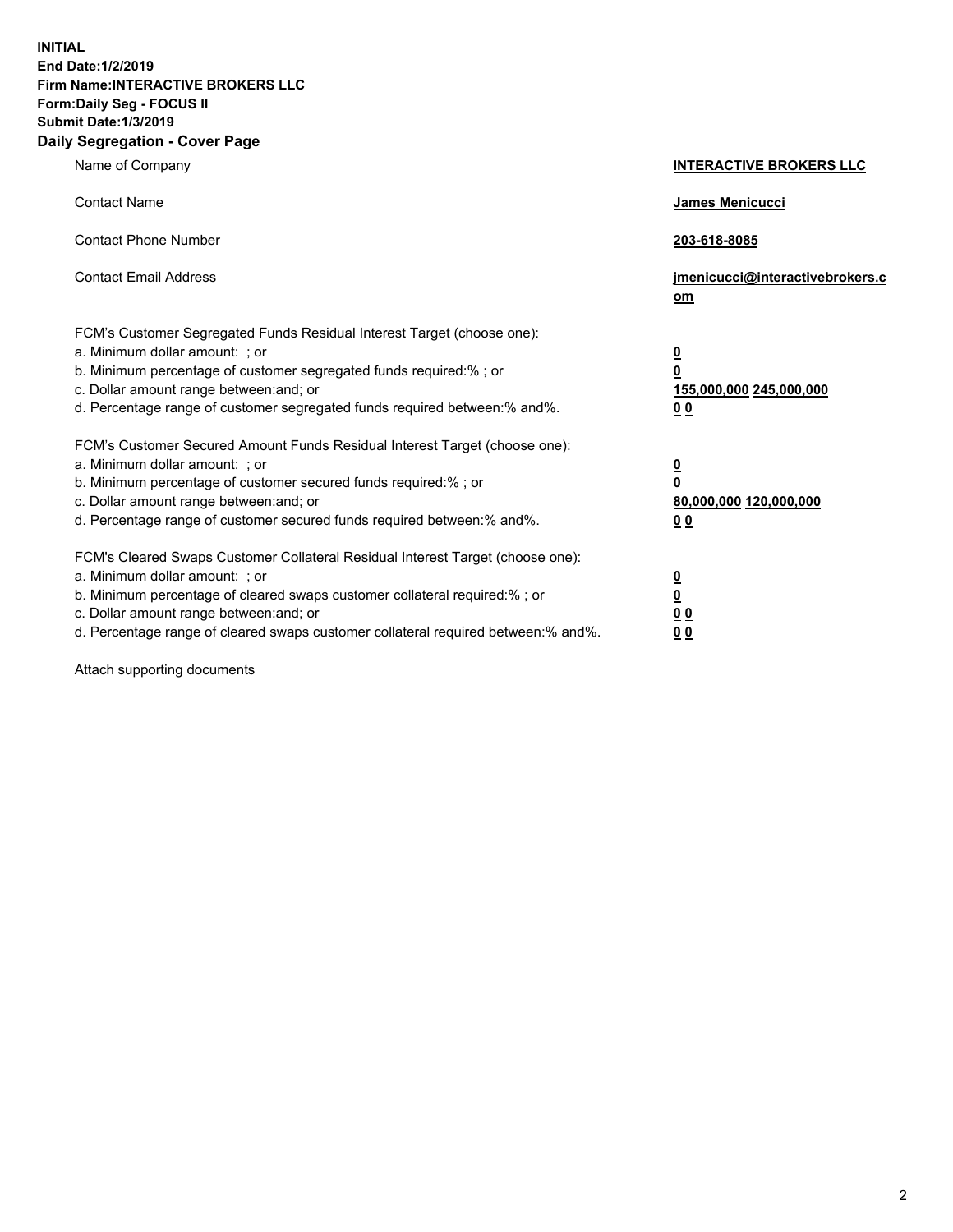**INITIAL**
**End Date:1/2/2019**
**Firm Name:INTERACTIVE BROKERS LLC**
**Form:Daily Seg - FOCUS II**
**Submit Date:1/3/2019**
**Daily Segregation - Cover Page**

| | |
|---|---|
| Name of Company | **INTERACTIVE BROKERS LLC** |
| Contact Name | **James Menicucci** |
| Contact Phone Number | **203-618-8085** |
| Contact Email Address | **jmenicucci@interactivebrokers.com** |

FCM's Customer Segregated Funds Residual Interest Target (choose one):

| | |
|---|---|
| a. Minimum dollar amount: ; or | **0** |
| b. Minimum percentage of customer segregated funds required:% ; or | **0** |
| c. Dollar amount range between:and; or | **155,000,000 245,000,000** |
| d. Percentage range of customer segregated funds required between:% and%. | **0 0** |

FCM's Customer Secured Amount Funds Residual Interest Target (choose one):

| | |
|---|---|
| a. Minimum dollar amount: ; or | **0** |
| b. Minimum percentage of customer secured funds required:% ; or | **0** |
| c. Dollar amount range between:and; or | **80,000,000 120,000,000** |
| d. Percentage range of customer secured funds required between:% and%. | **0 0** |

FCM's Cleared Swaps Customer Collateral Residual Interest Target (choose one):

| | |
|---|---|
| a. Minimum dollar amount: ; or | **0** |
| b. Minimum percentage of cleared swaps customer collateral required:% ; or | **0** |
| c. Dollar amount range between:and; or | **0 0** |
| d. Percentage range of cleared swaps customer collateral required between:% and%. | **0 0** |

Attach supporting documents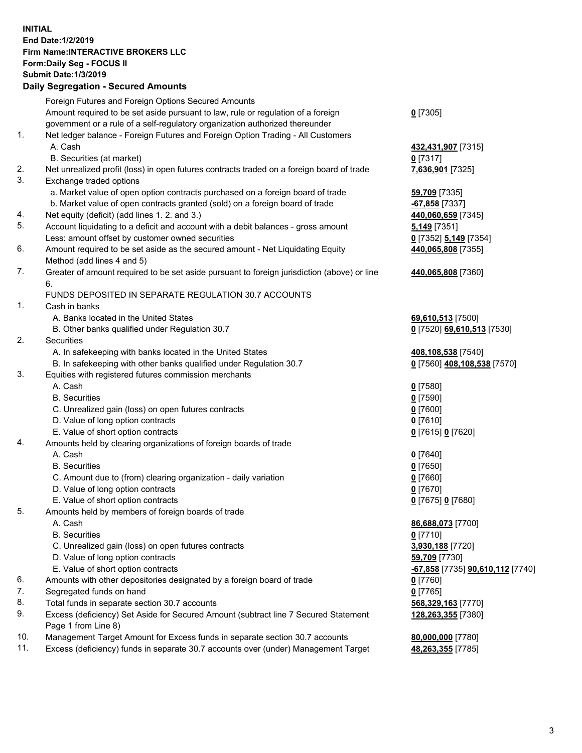**INITIAL**
**End Date:1/2/2019**
**Firm Name:INTERACTIVE BROKERS LLC**
**Form:Daily Seg - FOCUS II**
**Submit Date:1/3/2019**

## Daily Segregation - Secured Amounts

| | | |
|---|---|---|
| | Foreign Futures and Foreign Options Secured Amounts | |
| | Amount required to be set aside pursuant to law, rule or regulation of a foreign government or a rule of a self-regulatory organization authorized thereunder | **0** [7305] |
| 1. | Net ledger balance - Foreign Futures and Foreign Option Trading - All Customers | |
| | A. Cash | **432,431,907** [7315] |
| | B. Securities (at market) | **0** [7317] |
| 2. | Net unrealized profit (loss) in open futures contracts traded on a foreign board of trade | **7,636,901** [7325] |
| 3. | Exchange traded options | |
| | a. Market value of open option contracts purchased on a foreign board of trade | **59,709** [7335] |
| | b. Market value of open contracts granted (sold) on a foreign board of trade | **-67,858** [7337] |
| 4. | Net equity (deficit) (add lines 1. 2. and 3.) | **440,060,659** [7345] |
| 5. | Account liquidating to a deficit and account with a debit balances - gross amount | **5,149** [7351] |
| | Less: amount offset by customer owned securities | **0** [7352] **5,149** [7354] |
| 6. | Amount required to be set aside as the secured amount - Net Liquidating Equity Method (add lines 4 and 5) | **440,065,808** [7355] |
| 7. | Greater of amount required to be set aside pursuant to foreign jurisdiction (above) or line 6. | **440,065,808** [7360] |
| | FUNDS DEPOSITED IN SEPARATE REGULATION 30.7 ACCOUNTS | |
| 1. | Cash in banks | |
| | A. Banks located in the United States | **69,610,513** [7500] |
| | B. Other banks qualified under Regulation 30.7 | **0** [7520] **69,610,513** [7530] |
| 2. | Securities | |
| | A. In safekeeping with banks located in the United States | **408,108,538** [7540] |
| | B. In safekeeping with other banks qualified under Regulation 30.7 | **0** [7560] **408,108,538** [7570] |
| 3. | Equities with registered futures commission merchants | |
| | A. Cash | **0** [7580] |
| | B. Securities | **0** [7590] |
| | C. Unrealized gain (loss) on open futures contracts | **0** [7600] |
| | D. Value of long option contracts | **0** [7610] |
| | E. Value of short option contracts | **0** [7615] **0** [7620] |
| 4. | Amounts held by clearing organizations of foreign boards of trade | |
| | A. Cash | **0** [7640] |
| | B. Securities | **0** [7650] |
| | C. Amount due to (from) clearing organization - daily variation | **0** [7660] |
| | D. Value of long option contracts | **0** [7670] |
| | E. Value of short option contracts | **0** [7675] **0** [7680] |
| 5. | Amounts held by members of foreign boards of trade | |
| | A. Cash | **86,688,073** [7700] |
| | B. Securities | **0** [7710] |
| | C. Unrealized gain (loss) on open futures contracts | **3,930,188** [7720] |
| | D. Value of long option contracts | **59,709** [7730] |
| | E. Value of short option contracts | **-67,858** [7735] **90,610,112** [7740] |
| 6. | Amounts with other depositories designated by a foreign board of trade | **0** [7760] |
| 7. | Segregated funds on hand | **0** [7765] |
| 8. | Total funds in separate section 30.7 accounts | **568,329,163** [7770] |
| 9. | Excess (deficiency) Set Aside for Secured Amount (subtract line 7 Secured Statement Page 1 from Line 8) | **128,263,355** [7380] |
| 10. | Management Target Amount for Excess funds in separate section 30.7 accounts | **80,000,000** [7780] |
| 11. | Excess (deficiency) funds in separate 30.7 accounts over (under) Management Target | **48,263,355** [7785] |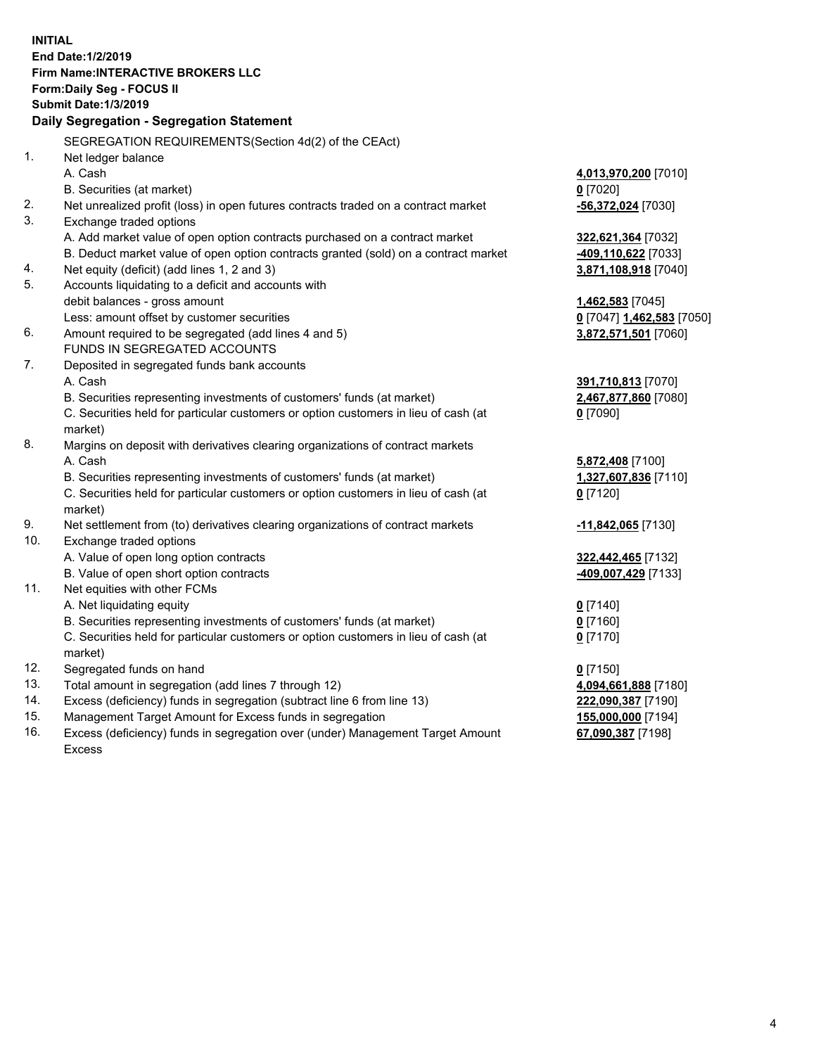**INITIAL**
**End Date:1/2/2019**
**Firm Name:INTERACTIVE BROKERS LLC**
**Form:Daily Seg - FOCUS II**
**Submit Date:1/3/2019**

## Daily Segregation - Segregation Statement

SEGREGATION REQUIREMENTS(Section 4d(2) of the CEAct)

| | | |
|---|---|---|
| 1. | Net ledger balance | |
| | A. Cash | **4,013,970,200** [7010] |
| | B. Securities (at market) | **0** [7020] |
| 2. | Net unrealized profit (loss) in open futures contracts traded on a contract market | **-56,372,024** [7030] |
| 3. | Exchange traded options | |
| | A. Add market value of open option contracts purchased on a contract market | **322,621,364** [7032] |
| | B. Deduct market value of open option contracts granted (sold) on a contract market | **-409,110,622** [7033] |
| 4. | Net equity (deficit) (add lines 1, 2 and 3) | **3,871,108,918** [7040] |
| 5. | Accounts liquidating to a deficit and accounts with debit balances - gross amount | **1,462,583** [7045] |
| | Less: amount offset by customer securities | **0** [7047] **1,462,583** [7050] |
| 6. | Amount required to be segregated (add lines 4 and 5) | **3,872,571,501** [7060] |
| | FUNDS IN SEGREGATED ACCOUNTS | |
| 7. | Deposited in segregated funds bank accounts | |
| | A. Cash | **391,710,813** [7070] |
| | B. Securities representing investments of customers' funds (at market) | **2,467,877,860** [7080] |
| | C. Securities held for particular customers or option customers in lieu of cash (at market) | **0** [7090] |
| 8. | Margins on deposit with derivatives clearing organizations of contract markets | |
| | A. Cash | **5,872,408** [7100] |
| | B. Securities representing investments of customers' funds (at market) | **1,327,607,836** [7110] |
| | C. Securities held for particular customers or option customers in lieu of cash (at market) | **0** [7120] |
| 9. | Net settlement from (to) derivatives clearing organizations of contract markets | **-11,842,065** [7130] |
| 10. | Exchange traded options | |
| | A. Value of open long option contracts | **322,442,465** [7132] |
| | B. Value of open short option contracts | **-409,007,429** [7133] |
| 11. | Net equities with other FCMs | |
| | A. Net liquidating equity | **0** [7140] |
| | B. Securities representing investments of customers' funds (at market) | **0** [7160] |
| | C. Securities held for particular customers or option customers in lieu of cash (at market) | **0** [7170] |
| 12. | Segregated funds on hand | **0** [7150] |
| 13. | Total amount in segregation (add lines 7 through 12) | **4,094,661,888** [7180] |
| 14. | Excess (deficiency) funds in segregation (subtract line 6 from line 13) | **222,090,387** [7190] |
| 15. | Management Target Amount for Excess funds in segregation | **155,000,000** [7194] |
| 16. | Excess (deficiency) funds in segregation over (under) Management Target Amount Excess | **67,090,387** [7198] |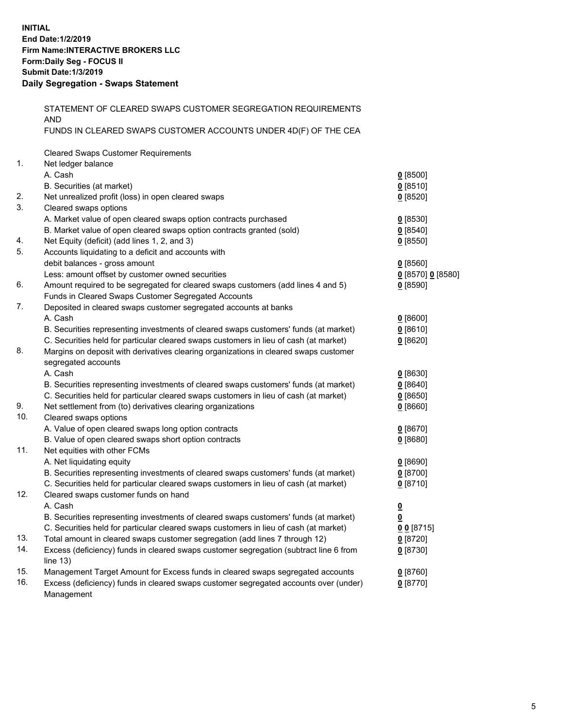**INITIAL**
**End Date:1/2/2019**
**Firm Name:INTERACTIVE BROKERS LLC**
**Form:Daily Seg - FOCUS II**
**Submit Date:1/3/2019**
**Daily Segregation - Swaps Statement**

STATEMENT OF CLEARED SWAPS CUSTOMER SEGREGATION REQUIREMENTS AND FUNDS IN CLEARED SWAPS CUSTOMER ACCOUNTS UNDER 4D(F) OF THE CEA

| | | |
|---|---|---|
| | Cleared Swaps Customer Requirements | |
| 1. | Net ledger balance | |
| | A. Cash | 0 [8500] |
| | B. Securities (at market) | 0 [8510] |
| 2. | Net unrealized profit (loss) in open cleared swaps | 0 [8520] |
| 3. | Cleared swaps options | |
| | A. Market value of open cleared swaps option contracts purchased | 0 [8530] |
| | B. Market value of open cleared swaps option contracts granted (sold) | 0 [8540] |
| 4. | Net Equity (deficit) (add lines 1, 2, and 3) | 0 [8550] |
| 5. | Accounts liquidating to a deficit and accounts with debit balances - gross amount | 0 [8560] |
| | Less: amount offset by customer owned securities | 0 [8570] 0 [8580] |
| 6. | Amount required to be segregated for cleared swaps customers (add lines 4 and 5) | 0 [8590] |
| | Funds in Cleared Swaps Customer Segregated Accounts | |
| 7. | Deposited in cleared swaps customer segregated accounts at banks | |
| | A. Cash | 0 [8600] |
| | B. Securities representing investments of cleared swaps customers' funds (at market) | 0 [8610] |
| | C. Securities held for particular cleared swaps customers in lieu of cash (at market) | 0 [8620] |
| 8. | Margins on deposit with derivatives clearing organizations in cleared swaps customer segregated accounts | |
| | A. Cash | 0 [8630] |
| | B. Securities representing investments of cleared swaps customers' funds (at market) | 0 [8640] |
| | C. Securities held for particular cleared swaps customers in lieu of cash (at market) | 0 [8650] |
| 9. | Net settlement from (to) derivatives clearing organizations | 0 [8660] |
| 10. | Cleared swaps options | |
| | A. Value of open cleared swaps long option contracts | 0 [8670] |
| | B. Value of open cleared swaps short option contracts | 0 [8680] |
| 11. | Net equities with other FCMs | |
| | A. Net liquidating equity | 0 [8690] |
| | B. Securities representing investments of cleared swaps customers' funds (at market) | 0 [8700] |
| | C. Securities held for particular cleared swaps customers in lieu of cash (at market) | 0 [8710] |
| 12. | Cleared swaps customer funds on hand | |
| | A. Cash | 0 |
| | B. Securities representing investments of cleared swaps customers' funds (at market) | 0 |
| | C. Securities held for particular cleared swaps customers in lieu of cash (at market) | 0 0 [8715] |
| 13. | Total amount in cleared swaps customer segregation (add lines 7 through 12) | 0 [8720] |
| 14. | Excess (deficiency) funds in cleared swaps customer segregation (subtract line 6 from line 13) | 0 [8730] |
| 15. | Management Target Amount for Excess funds in cleared swaps segregated accounts | 0 [8760] |
| 16. | Excess (deficiency) funds in cleared swaps customer segregated accounts over (under) Management | 0 [8770] |